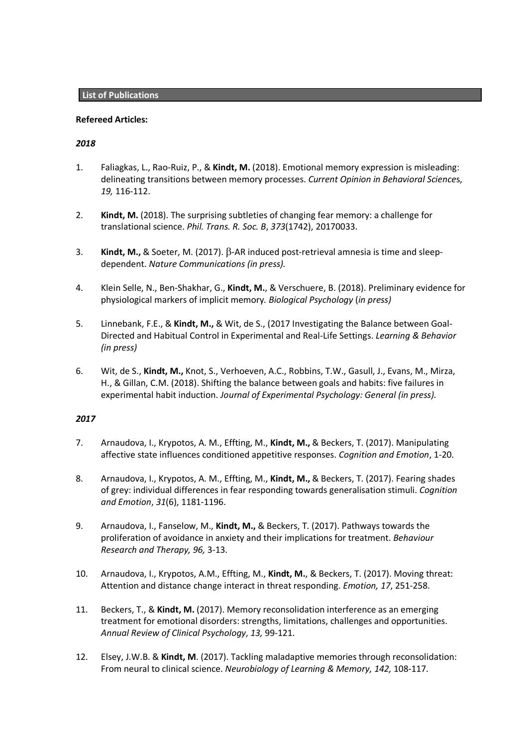## List of Publications

**Refereed Articles:**

*2018*

1. Faliagkas, L., Rao-Ruiz, P., & **Kindt, M.** (2018). Emotional memory expression is misleading: delineating transitions between memory processes. *Current Opinion in Behavioral Science*s, *19,* 116-112.

2. **Kindt, M.** (2018). The surprising subtleties of changing fear memory: a challenge for translational science. *Phil. Trans. R. Soc. B*, *373*(1742), 20170033.

3. **Kindt, M.,** & Soeter, M. (2017). β-AR induced post-retrieval amnesia is time and sleep-dependent. *Nature Communications (in press).*

4. Klein Selle, N., Ben-Shakhar, G., **Kindt, M.**, & Verschuere, B. (2018). Preliminary evidence for physiological markers of implicit memory. *Biological Psychology* (*in press)*

5. Linnebank, F.E., & **Kindt, M.,** & Wit, de S., (2017 Investigating the Balance between Goal-Directed and Habitual Control in Experimental and Real-Life Settings. *Learning & Behavior (in press)*

6. Wit, de S., **Kindt, M.,** Knot, S., Verhoeven, A.C., Robbins, T.W., Gasull, J., Evans, M., Mirza, H., & Gillan, C.M. (2018). Shifting the balance between goals and habits: five failures in experimental habit induction. *Journal of Experimental Psychology: General (in press).*

*2017*

7. Arnaudova, I., Krypotos, A. M., Effting, M., **Kindt, M.,** & Beckers, T. (2017). Manipulating affective state influences conditioned appetitive responses. *Cognition and Emotion*, 1-20.

8. Arnaudova, I., Krypotos, A. M., Effting, M., **Kindt, M.,** & Beckers, T. (2017). Fearing shades of grey: individual differences in fear responding towards generalisation stimuli. *Cognition and Emotion*, *31*(6), 1181-1196.

9. Arnaudova, I., Fanselow, M., **Kindt, M.,** & Beckers, T. (2017). Pathways towards the proliferation of avoidance in anxiety and their implications for treatment. *Behaviour Research and Therapy, 96,* 3-13.

10. Arnaudova, I., Krypotos, A.M., Effting, M., **Kindt, M.**, & Beckers, T. (2017). Moving threat: Attention and distance change interact in threat responding. *Emotion, 17*, 251-258.

11. Beckers, T., & **Kindt, M.** (2017). Memory reconsolidation interference as an emerging treatment for emotional disorders: strengths, limitations, challenges and opportunities. *Annual Review of Clinical Psychology*, *13,* 99-121.

12. Elsey, J.W.B. & **Kindt, M**. (2017). Tackling maladaptive memories through reconsolidation: From neural to clinical science. *Neurobiology of Learning & Memory, 142,* 108-117.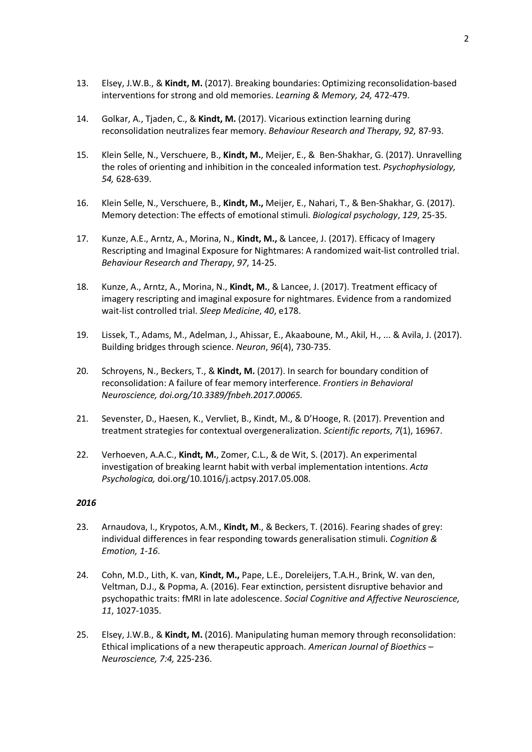13. Elsey, J.W.B., & **Kindt, M.** (2017). Breaking boundaries: Optimizing reconsolidation-based interventions for strong and old memories. *Learning & Memory, 24,* 472-479.

14. Golkar, A., Tjaden, C., & **Kindt, M.** (2017). Vicarious extinction learning during reconsolidation neutralizes fear memory. *Behaviour Research and Therapy, 92,* 87-93.

15. Klein Selle, N., Verschuere, B., **Kindt, M.**, Meijer, E., & Ben-Shakhar, G. (2017). Unravelling the roles of orienting and inhibition in the concealed information test. *Psychophysiology, 54,* 628-639.

16. Klein Selle, N., Verschuere, B., **Kindt, M.,** Meijer, E., Nahari, T., & Ben-Shakhar, G. (2017). Memory detection: The effects of emotional stimuli. *Biological psychology*, *129*, 25-35.

17. Kunze, A.E., Arntz, A., Morina, N., **Kindt, M.,** & Lancee, J. (2017). Efficacy of Imagery Rescripting and Imaginal Exposure for Nightmares: A randomized wait-list controlled trial. *Behaviour Research and Therapy*, *97*, 14-25.

18. Kunze, A., Arntz, A., Morina, N., **Kindt, M.**, & Lancee, J. (2017). Treatment efficacy of imagery rescripting and imaginal exposure for nightmares. Evidence from a randomized wait-list controlled trial. *Sleep Medicine*, *40*, e178.

19. Lissek, T., Adams, M., Adelman, J., Ahissar, E., Akaaboune, M., Akil, H., ... & Avila, J. (2017). Building bridges through science. *Neuron*, *96*(4), 730-735.

20. Schroyens, N., Beckers, T., & **Kindt, M.** (2017). In search for boundary condition of reconsolidation: A failure of fear memory interference. *Frontiers in Behavioral Neuroscience, doi.org/10.3389/fnbeh.2017.00065.*

21. Sevenster, D., Haesen, K., Vervliet, B., Kindt, M., & D'Hooge, R. (2017). Prevention and treatment strategies for contextual overgeneralization. *Scientific reports*, *7*(1), 16967.

22. Verhoeven, A.A.C., **Kindt, M.**, Zomer, C.L., & de Wit, S. (2017). An experimental investigation of breaking learnt habit with verbal implementation intentions. *Acta Psychologica,* doi.org/10.1016/j.actpsy.2017.05.008.

***2016***

23. Arnaudova, I., Krypotos, A.M., **Kindt, M**., & Beckers, T. (2016). Fearing shades of grey: individual differences in fear responding towards generalisation stimuli. *Cognition & Emotion, 1-16*.

24. Cohn, M.D., Lith, K. van, **Kindt, M.,** Pape, L.E., Doreleijers, T.A.H., Brink, W. van den, Veltman, D.J., & Popma, A. (2016). Fear extinction, persistent disruptive behavior and psychopathic traits: fMRI in late adolescence. *Social Cognitive and Affective Neuroscience, 11*, 1027-1035.

25. Elsey, J.W.B., & **Kindt, M.** (2016). Manipulating human memory through reconsolidation: Ethical implications of a new therapeutic approach. *American Journal of Bioethics – Neuroscience, 7:4,* 225-236.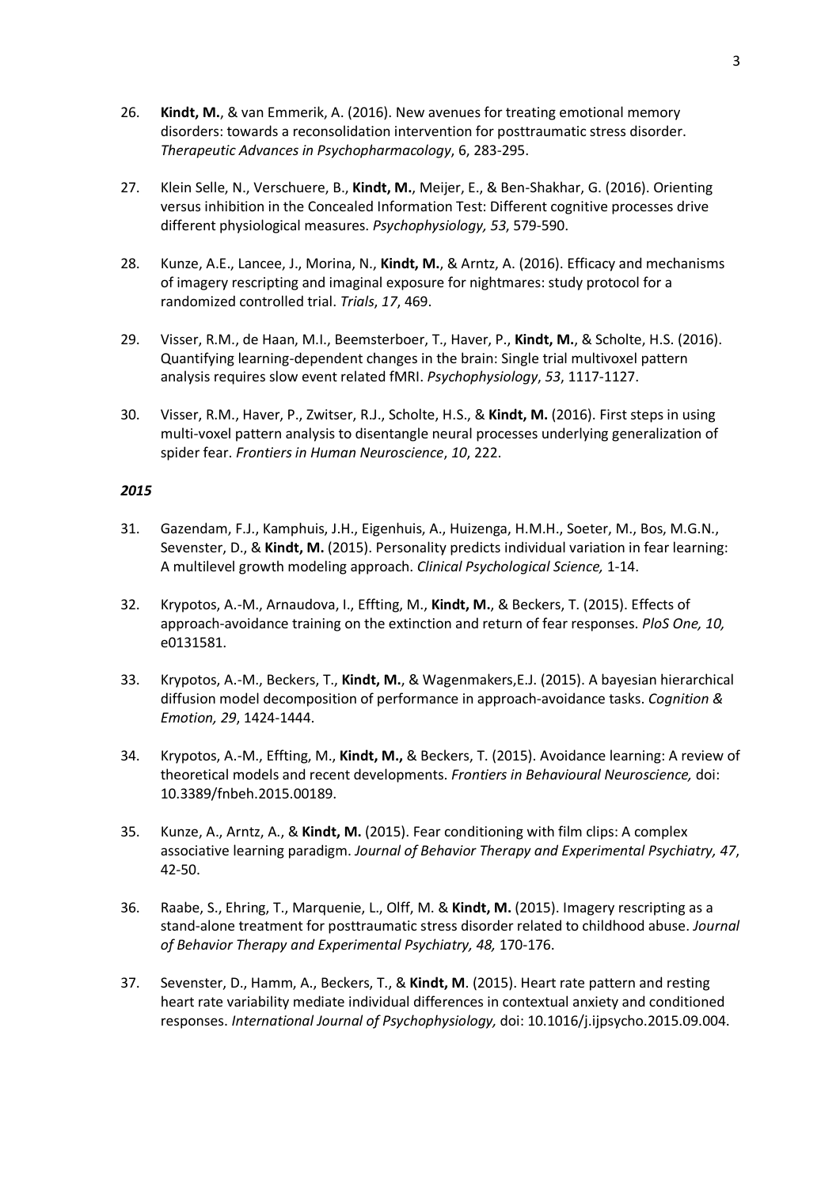26. **Kindt, M.**, & van Emmerik, A. (2016). New avenues for treating emotional memory disorders: towards a reconsolidation intervention for posttraumatic stress disorder. *Therapeutic Advances in Psychopharmacology*, 6, 283-295.

27. Klein Selle, N., Verschuere, B., **Kindt, M.**, Meijer, E., & Ben-Shakhar, G. (2016). Orienting versus inhibition in the Concealed Information Test: Different cognitive processes drive different physiological measures. *Psychophysiology, 53*, 579-590.

28. Kunze, A.E., Lancee, J., Morina, N., **Kindt, M.**, & Arntz, A. (2016). Efficacy and mechanisms of imagery rescripting and imaginal exposure for nightmares: study protocol for a randomized controlled trial. *Trials*, *17*, 469.

29. Visser, R.M., de Haan, M.I., Beemsterboer, T., Haver, P., **Kindt, M.**, & Scholte, H.S. (2016). Quantifying learning-dependent changes in the brain: Single trial multivoxel pattern analysis requires slow event related fMRI. *Psychophysiology*, *53*, 1117-1127.

30. Visser, R.M., Haver, P., Zwitser, R.J., Scholte, H.S., & **Kindt, M.** (2016). First steps in using multi-voxel pattern analysis to disentangle neural processes underlying generalization of spider fear. *Frontiers in Human Neuroscience*, *10*, 222.

***2015***

31. Gazendam, F.J., Kamphuis, J.H., Eigenhuis, A., Huizenga, H.M.H., Soeter, M., Bos, M.G.N., Sevenster, D., & **Kindt, M.** (2015). Personality predicts individual variation in fear learning: A multilevel growth modeling approach. *Clinical Psychological Science,* 1-14.

32. Krypotos, A.-M., Arnaudova, I., Effting, M., **Kindt, M.**, & Beckers, T. (2015). Effects of approach-avoidance training on the extinction and return of fear responses. *PloS One, 10,* e0131581.

33. Krypotos, A.-M., Beckers, T., **Kindt, M.**, & Wagenmakers,E.J. (2015). A bayesian hierarchical diffusion model decomposition of performance in approach-avoidance tasks. *Cognition & Emotion, 29*, 1424-1444.

34. Krypotos, A.-M., Effting, M., **Kindt, M.,** & Beckers, T. (2015). Avoidance learning: A review of theoretical models and recent developments. *Frontiers in Behavioural Neuroscience,* doi: 10.3389/fnbeh.2015.00189.

35. Kunze, A., Arntz, A., & **Kindt, M.** (2015). Fear conditioning with film clips: A complex associative learning paradigm. *Journal of Behavior Therapy and Experimental Psychiatry, 47*, 42-50.

36. Raabe, S., Ehring, T., Marquenie, L., Olff, M. & **Kindt, M.** (2015). Imagery rescripting as a stand-alone treatment for posttraumatic stress disorder related to childhood abuse. *Journal of Behavior Therapy and Experimental Psychiatry, 48,* 170-176.

37. Sevenster, D., Hamm, A., Beckers, T., & **Kindt, M**. (2015). Heart rate pattern and resting heart rate variability mediate individual differences in contextual anxiety and conditioned responses. *International Journal of Psychophysiology,* doi: 10.1016/j.ijpsycho.2015.09.004.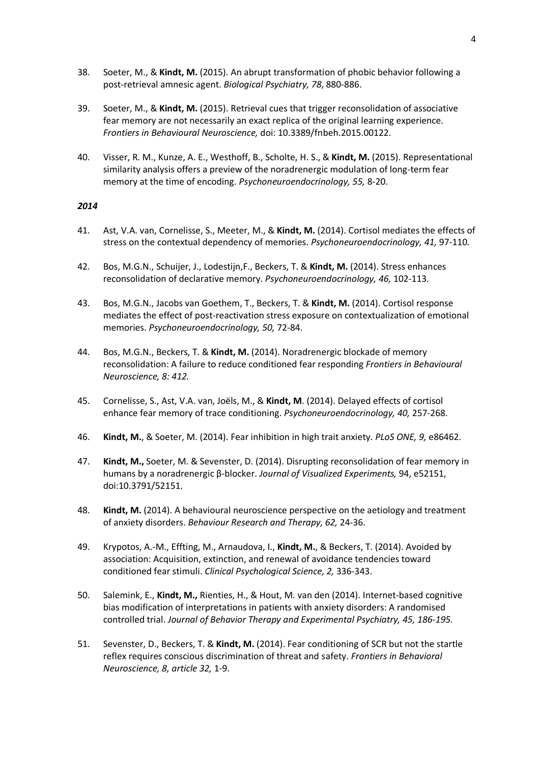38. Soeter, M., & **Kindt, M.** (2015). An abrupt transformation of phobic behavior following a post-retrieval amnesic agent. *Biological Psychiatry, 78*, 880-886.

39. Soeter, M., & **Kindt, M.** (2015). Retrieval cues that trigger reconsolidation of associative fear memory are not necessarily an exact replica of the original learning experience. *Frontiers in Behavioural Neuroscience,* doi: 10.3389/fnbeh.2015.00122.

40. Visser, R. M., Kunze, A. E., Westhoff, B., Scholte, H. S., & **Kindt, M.** (2015). Representational similarity analysis offers a preview of the noradrenergic modulation of long-term fear memory at the time of encoding. *Psychoneuroendocrinology, 55,* 8-20.

***2014***

41. Ast, V.A. van, Cornelisse, S., Meeter, M., & **Kindt, M.** (2014). Cortisol mediates the effects of stress on the contextual dependency of memories. *Psychoneuroendocrinology, 41,* 97-110*.*

42. Bos, M.G.N., Schuijer, J., Lodestijn,F., Beckers, T. & **Kindt, M.** (2014). Stress enhances reconsolidation of declarative memory. *Psychoneuroendocrinology, 46,* 102-113.

43. Bos, M.G.N., Jacobs van Goethem, T., Beckers, T. & **Kindt, M.** (2014). Cortisol response mediates the effect of post-reactivation stress exposure on contextualization of emotional memories. *Psychoneuroendocrinology, 50,* 72-84.

44. Bos, M.G.N., Beckers, T. & **Kindt, M.** (2014). Noradrenergic blockade of memory reconsolidation: A failure to reduce conditioned fear responding *Frontiers in Behavioural Neuroscience, 8: 412.*

45. Cornelisse, S., Ast, V.A. van, Joëls, M., & **Kindt, M**. (2014). Delayed effects of cortisol enhance fear memory of trace conditioning. *Psychoneuroendocrinology, 40,* 257-268.

46. **Kindt, M.**, & Soeter, M. (2014). Fear inhibition in high trait anxiety. *PLoS ONE, 9,* e86462.

47. **Kindt, M.,** Soeter, M. & Sevenster, D. (2014). Disrupting reconsolidation of fear memory in humans by a noradrenergic β-blocker. *Journal of Visualized Experiments,* 94, e52151, doi:10.3791/52151.

48. **Kindt, M.** (2014). A behavioural neuroscience perspective on the aetiology and treatment of anxiety disorders. *Behaviour Research and Therapy, 62,* 24-36.

49. Krypotos, A.-M., Effting, M., Arnaudova, I., **Kindt, M.**, & Beckers, T. (2014). Avoided by association: Acquisition, extinction, and renewal of avoidance tendencies toward conditioned fear stimuli. *Clinical Psychological Science, 2,* 336-343.

50. Salemink, E., **Kindt, M.,** Rienties, H., & Hout, M. van den (2014). Internet-based cognitive bias modification of interpretations in patients with anxiety disorders: A randomised controlled trial. *Journal of Behavior Therapy and Experimental Psychiatry, 45, 186-195.*

51. Sevenster, D., Beckers, T. & **Kindt, M.** (2014). Fear conditioning of SCR but not the startle reflex requires conscious discrimination of threat and safety. *Frontiers in Behavioral Neuroscience, 8, article 32,* 1-9.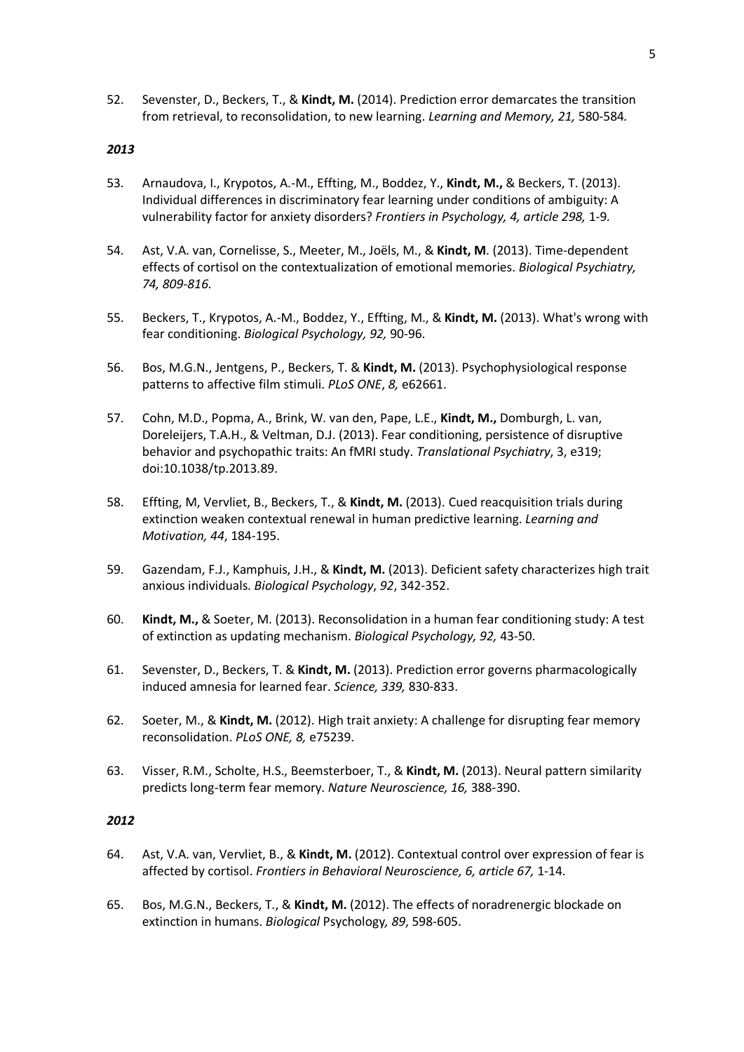52. Sevenster, D., Beckers, T., & **Kindt, M.** (2014). Prediction error demarcates the transition from retrieval, to reconsolidation, to new learning. *Learning and Memory, 21,* 580-584*.*

***2013***

53. Arnaudova, I., Krypotos, A.-M., Effting, M., Boddez, Y., **Kindt, M.,** & Beckers, T. (2013). Individual differences in discriminatory fear learning under conditions of ambiguity: A vulnerability factor for anxiety disorders? *Frontiers in Psychology, 4, article 298,* 1-9.

54. Ast, V.A. van, Cornelisse, S., Meeter, M., Joëls, M., & **Kindt, M**. (2013). Time-dependent effects of cortisol on the contextualization of emotional memories. *Biological Psychiatry, 74, 809-816*.

55. Beckers, T., Krypotos, A.-M., Boddez, Y., Effting, M., & **Kindt, M.** (2013). What's wrong with fear conditioning. *Biological Psychology, 92,* 90-96.

56. Bos, M.G.N., Jentgens, P., Beckers, T. & **Kindt, M.** (2013). Psychophysiological response patterns to affective film stimuli. *PLoS ONE*, *8,* e62661.

57. Cohn, M.D., Popma, A., Brink, W. van den, Pape, L.E., **Kindt, M.,** Domburgh, L. van, Doreleijers, T.A.H., & Veltman, D.J. (2013). Fear conditioning, persistence of disruptive behavior and psychopathic traits: An fMRI study. *Translational Psychiatry*, 3, e319; doi:10.1038/tp.2013.89.

58. Effting, M, Vervliet, B., Beckers, T., & **Kindt, M.** (2013). Cued reacquisition trials during extinction weaken contextual renewal in human predictive learning. *Learning and Motivation, 44*, 184-195.

59. Gazendam, F.J., Kamphuis, J.H., & **Kindt, M.** (2013). Deficient safety characterizes high trait anxious individuals. *Biological Psychology*, *92*, 342-352.

60. **Kindt, M.,** & Soeter, M. (2013). Reconsolidation in a human fear conditioning study: A test of extinction as updating mechanism. *Biological Psychology, 92,* 43-50.

61. Sevenster, D., Beckers, T. & **Kindt, M.** (2013). Prediction error governs pharmacologically induced amnesia for learned fear. *Science, 339,* 830-833.

62. Soeter, M., & **Kindt, M.** (2012). High trait anxiety: A challenge for disrupting fear memory reconsolidation. *PLoS ONE, 8,* e75239.

63. Visser, R.M., Scholte, H.S., Beemsterboer, T., & **Kindt, M.** (2013). Neural pattern similarity predicts long-term fear memory. *Nature Neuroscience, 16,* 388-390.

***2012***

64. Ast, V.A. van, Vervliet, B., & **Kindt, M.** (2012). Contextual control over expression of fear is affected by cortisol. *Frontiers in Behavioral Neuroscience, 6, article 67,* 1-14.

65. Bos, M.G.N., Beckers, T., & **Kindt, M.** (2012). The effects of noradrenergic blockade on extinction in humans. *Biological* Psychology*, 89*, 598-605.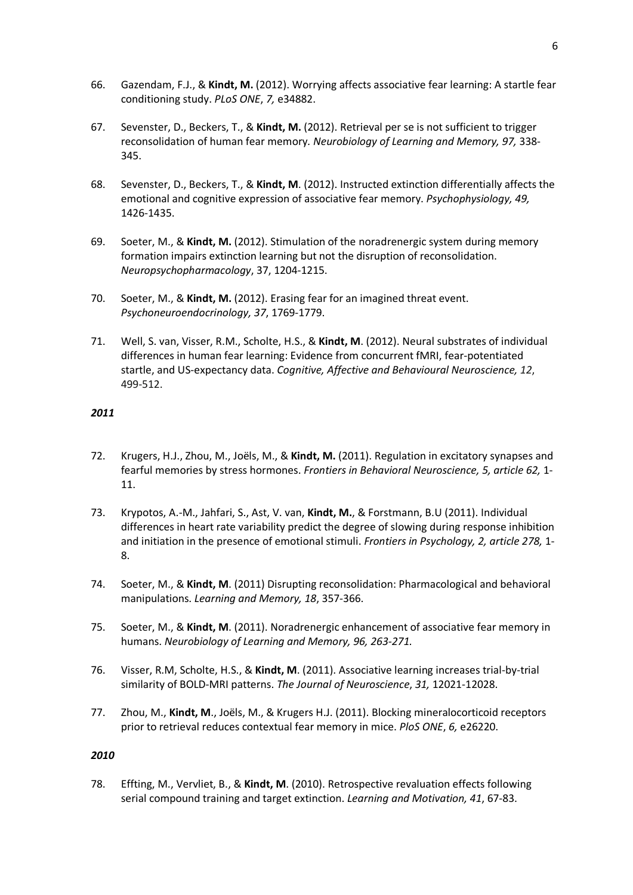66. Gazendam, F.J., & **Kindt, M.** (2012). Worrying affects associative fear learning: A startle fear conditioning study. *PLoS ONE*, *7,* e34882.

67. Sevenster, D., Beckers, T., & **Kindt, M.** (2012). Retrieval per se is not sufficient to trigger reconsolidation of human fear memory. *Neurobiology of Learning and Memory, 97,* 338-345.

68. Sevenster, D., Beckers, T., & **Kindt, M**. (2012). Instructed extinction differentially affects the emotional and cognitive expression of associative fear memory. *Psychophysiology, 49,* 1426-1435.

69. Soeter, M., & **Kindt, M.** (2012). Stimulation of the noradrenergic system during memory formation impairs extinction learning but not the disruption of reconsolidation. *Neuropsychopharmacology*, 37, 1204-1215.

70. Soeter, M., & **Kindt, M.** (2012). Erasing fear for an imagined threat event. *Psychoneuroendocrinology, 37*, 1769-1779.

71. Well, S. van, Visser, R.M., Scholte, H.S., & **Kindt, M**. (2012). Neural substrates of individual differences in human fear learning: Evidence from concurrent fMRI, fear-potentiated startle, and US-expectancy data. *Cognitive, Affective and Behavioural Neuroscience, 12*, 499-512.

***2011***

72. Krugers, H.J., Zhou, M., Joëls, M., & **Kindt, M.** (2011). Regulation in excitatory synapses and fearful memories by stress hormones. *Frontiers in Behavioral Neuroscience, 5, article 62,* 1-11.

73. Krypotos, A.-M., Jahfari, S., Ast, V. van, **Kindt, M.**, & Forstmann, B.U (2011). Individual differences in heart rate variability predict the degree of slowing during response inhibition and initiation in the presence of emotional stimuli. *Frontiers in Psychology, 2, article 278,* 1-8.

74. Soeter, M., & **Kindt, M**. (2011) Disrupting reconsolidation: Pharmacological and behavioral manipulations. *Learning and Memory, 18*, 357-366.

75. Soeter, M., & **Kindt, M**. (2011). Noradrenergic enhancement of associative fear memory in humans. *Neurobiology of Learning and Memory, 96, 263-271.*

76. Visser, R.M, Scholte, H.S., & **Kindt, M**. (2011). Associative learning increases trial-by-trial similarity of BOLD-MRI patterns. *The Journal of Neuroscience*, *31,* 12021-12028.

77. Zhou, M., **Kindt, M**., Joëls, M., & Krugers H.J. (2011). Blocking mineralocorticoid receptors prior to retrieval reduces contextual fear memory in mice. *PloS ONE*, *6,* e26220.

***2010***

78. Effting, M., Vervliet, B., & **Kindt, M**. (2010). Retrospective revaluation effects following serial compound training and target extinction. *Learning and Motivation, 41*, 67-83.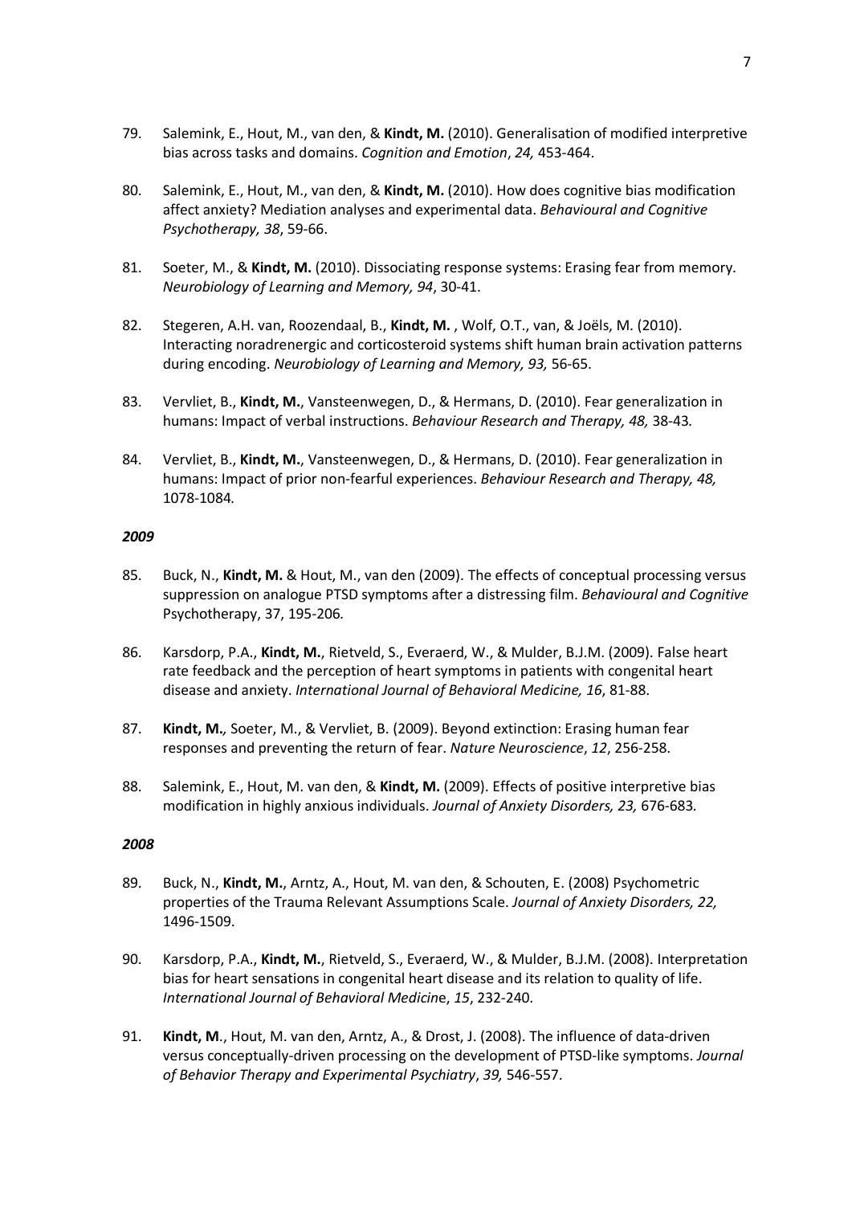79. Salemink, E., Hout, M., van den, & **Kindt, M.** (2010). Generalisation of modified interpretive bias across tasks and domains. *Cognition and Emotion*, *24,* 453-464.

80. Salemink, E., Hout, M., van den, & **Kindt, M.** (2010). How does cognitive bias modification affect anxiety? Mediation analyses and experimental data. *Behavioural and Cognitive Psychotherapy, 38*, 59-66.

81. Soeter, M., & **Kindt, M.** (2010). Dissociating response systems: Erasing fear from memory. *Neurobiology of Learning and Memory, 94*, 30-41.

82. Stegeren, A.H. van, Roozendaal, B., **Kindt, M.** , Wolf, O.T., van, & Joëls, M. (2010). Interacting noradrenergic and corticosteroid systems shift human brain activation patterns during encoding. *Neurobiology of Learning and Memory, 93,* 56-65.

83. Vervliet, B., **Kindt, M.**, Vansteenwegen, D., & Hermans, D. (2010). Fear generalization in humans: Impact of verbal instructions. *Behaviour Research and Therapy, 48,* 38-43*.*

84. Vervliet, B., **Kindt, M.**, Vansteenwegen, D., & Hermans, D. (2010). Fear generalization in humans: Impact of prior non-fearful experiences. *Behaviour Research and Therapy, 48,* 1078-1084*.*

***2009***

85. Buck, N., **Kindt, M.** & Hout, M., van den (2009). The effects of conceptual processing versus suppression on analogue PTSD symptoms after a distressing film. *Behavioural and Cognitive* Psychotherapy, 37, 195-206*.*

86. Karsdorp, P.A., **Kindt, M.**, Rietveld, S., Everaerd, W., & Mulder, B.J.M. (2009). False heart rate feedback and the perception of heart symptoms in patients with congenital heart disease and anxiety. *International Journal of Behavioral Medicine, 16*, 81-88.

87. **Kindt, M.***,* Soeter, M., & Vervliet, B. (2009). Beyond extinction: Erasing human fear responses and preventing the return of fear. *Nature Neuroscience*, *12*, 256-258.

88. Salemink, E., Hout, M. van den, & **Kindt, M.** (2009). Effects of positive interpretive bias modification in highly anxious individuals. *Journal of Anxiety Disorders, 23,* 676-683*.*

***2008***

89. Buck, N., **Kindt, M.**, Arntz, A., Hout, M. van den, & Schouten, E. (2008) Psychometric properties of the Trauma Relevant Assumptions Scale. *Journal of Anxiety Disorders, 22,* 1496-1509.

90. Karsdorp, P.A., **Kindt, M.**, Rietveld, S., Everaerd, W., & Mulder, B.J.M. (2008). Interpretation bias for heart sensations in congenital heart disease and its relation to quality of life. *International Journal of Behavioral Medicin*e, *15*, 232-240.

91. **Kindt, M**., Hout, M. van den, Arntz, A., & Drost, J. (2008). The influence of data-driven versus conceptually-driven processing on the development of PTSD-like symptoms. *Journal of Behavior Therapy and Experimental Psychiatry*, *39,* 546-557.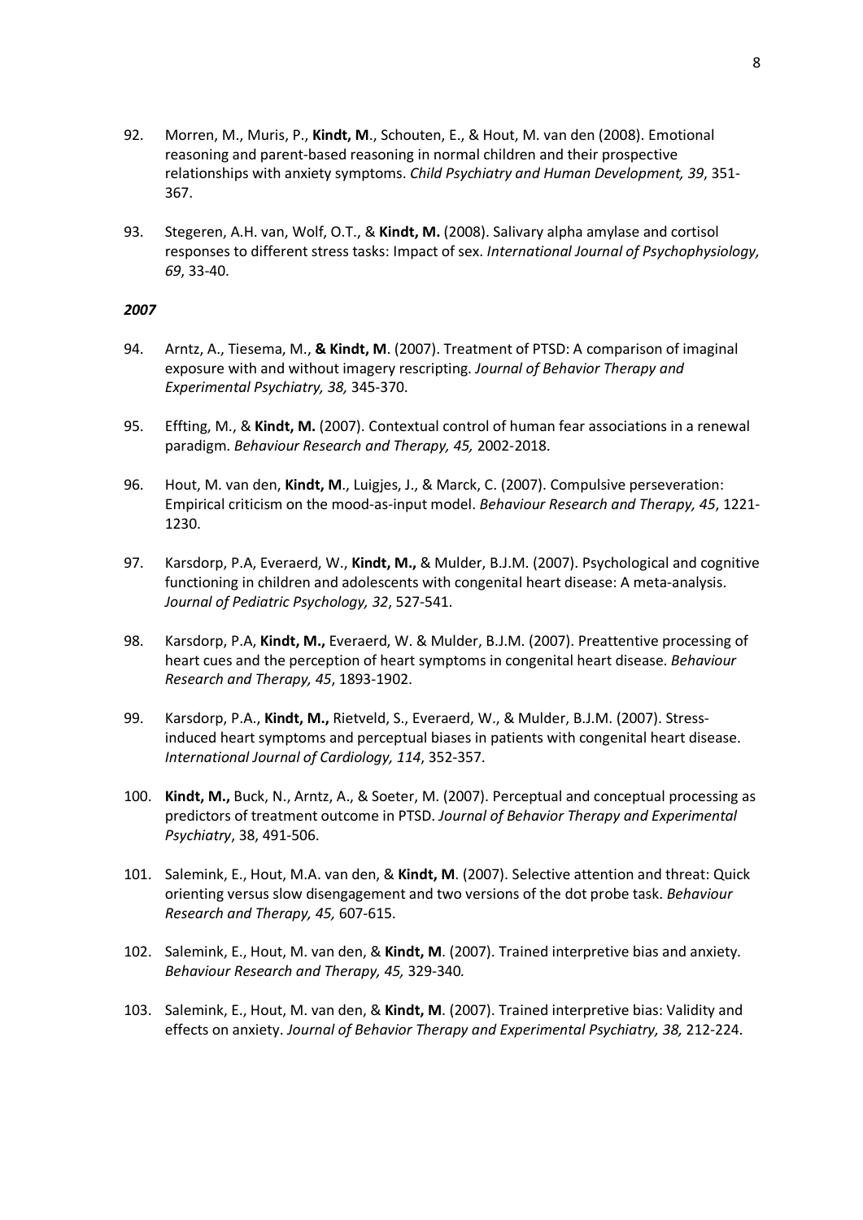92. Morren, M., Muris, P., **Kindt, M**., Schouten, E., & Hout, M. van den (2008). Emotional reasoning and parent-based reasoning in normal children and their prospective relationships with anxiety symptoms. *Child Psychiatry and Human Development, 39*, 351-367.

93. Stegeren, A.H. van, Wolf, O.T., & **Kindt, M.** (2008). Salivary alpha amylase and cortisol responses to different stress tasks: Impact of sex. *International Journal of Psychophysiology, 69*, 33-40.

***2007***

94. Arntz, A., Tiesema, M., **& Kindt, M**. (2007). Treatment of PTSD: A comparison of imaginal exposure with and without imagery rescripting. *Journal of Behavior Therapy and Experimental Psychiatry, 38,* 345-370.

95. Effting, M., & **Kindt, M.** (2007). Contextual control of human fear associations in a renewal paradigm. *Behaviour Research and Therapy, 45,* 2002-2018.

96. Hout, M. van den, **Kindt, M**., Luigjes, J., & Marck, C. (2007). Compulsive perseveration: Empirical criticism on the mood-as-input model. *Behaviour Research and Therapy, 45*, 1221-1230.

97. Karsdorp, P.A, Everaerd, W., **Kindt, M.,** & Mulder, B.J.M. (2007). Psychological and cognitive functioning in children and adolescents with congenital heart disease: A meta-analysis. *Journal of Pediatric Psychology, 32*, 527-541.

98. Karsdorp, P.A, **Kindt, M.,** Everaerd, W. & Mulder, B.J.M. (2007). Preattentive processing of heart cues and the perception of heart symptoms in congenital heart disease. *Behaviour Research and Therapy, 45*, 1893-1902.

99. Karsdorp, P.A., **Kindt, M.,** Rietveld, S., Everaerd, W., & Mulder, B.J.M. (2007). Stress-induced heart symptoms and perceptual biases in patients with congenital heart disease. *International Journal of Cardiology, 114*, 352-357.

100. **Kindt, M.,** Buck, N., Arntz, A., & Soeter, M. (2007). Perceptual and conceptual processing as predictors of treatment outcome in PTSD. *Journal of Behavior Therapy and Experimental Psychiatry*, 38, 491-506.

101. Salemink, E., Hout, M.A. van den, & **Kindt, M**. (2007). Selective attention and threat: Quick orienting versus slow disengagement and two versions of the dot probe task. *Behaviour Research and Therapy, 45,* 607-615.

102. Salemink, E., Hout, M. van den, & **Kindt, M**. (2007). Trained interpretive bias and anxiety. *Behaviour Research and Therapy, 45,* 329-340*.*

103. Salemink, E., Hout, M. van den, & **Kindt, M**. (2007). Trained interpretive bias: Validity and effects on anxiety. *Journal of Behavior Therapy and Experimental Psychiatry, 38,* 212-224.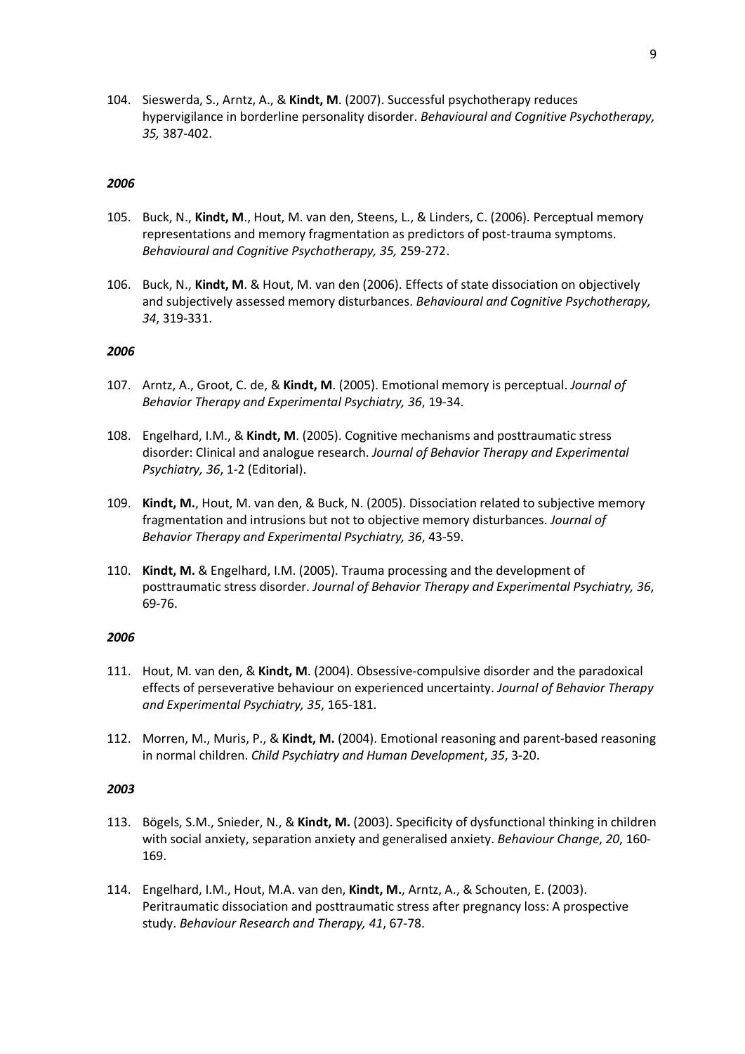104. Sieswerda, S., Arntz, A., & **Kindt, M**. (2007). Successful psychotherapy reduces hypervigilance in borderline personality disorder. *Behavioural and Cognitive Psychotherapy, 35,* 387-402.

***2006***

105. Buck, N., **Kindt, M**., Hout, M. van den, Steens, L., & Linders, C. (2006). Perceptual memory representations and memory fragmentation as predictors of post-trauma symptoms. *Behavioural and Cognitive Psychotherapy, 35,* 259-272.

106. Buck, N., **Kindt, M**. & Hout, M. van den (2006). Effects of state dissociation on objectively and subjectively assessed memory disturbances. *Behavioural and Cognitive Psychotherapy, 34*, 319-331.

***2006***

107. Arntz, A., Groot, C. de, & **Kindt, M**. (2005). Emotional memory is perceptual. *Journal of Behavior Therapy and Experimental Psychiatry, 36*, 19-34.

108. Engelhard, I.M., & **Kindt, M**. (2005). Cognitive mechanisms and posttraumatic stress disorder: Clinical and analogue research. *Journal of Behavior Therapy and Experimental Psychiatry, 36*, 1-2 (Editorial).

109. **Kindt, M.**, Hout, M. van den, & Buck, N. (2005). Dissociation related to subjective memory fragmentation and intrusions but not to objective memory disturbances. *Journal of Behavior Therapy and Experimental Psychiatry, 36*, 43-59.

110. **Kindt, M.** & Engelhard, I.M. (2005). Trauma processing and the development of posttraumatic stress disorder. *Journal of Behavior Therapy and Experimental Psychiatry, 36*, 69-76.

***2006***

111. Hout, M. van den, & **Kindt, M**. (2004). Obsessive-compulsive disorder and the paradoxical effects of perseverative behaviour on experienced uncertainty. *Journal of Behavior Therapy and Experimental Psychiatry, 35*, 165-181.

112. Morren, M., Muris, P., & **Kindt, M.** (2004). Emotional reasoning and parent-based reasoning in normal children. *Child Psychiatry and Human Development*, *35*, 3-20.

***2003***

113. Bögels, S.M., Snieder, N., & **Kindt, M.** (2003). Specificity of dysfunctional thinking in children with social anxiety, separation anxiety and generalised anxiety. *Behaviour Change*, *20*, 160-169.

114. Engelhard, I.M., Hout, M.A. van den, **Kindt, M.**, Arntz, A., & Schouten, E. (2003). Peritraumatic dissociation and posttraumatic stress after pregnancy loss: A prospective study. *Behaviour Research and Therapy, 41*, 67-78.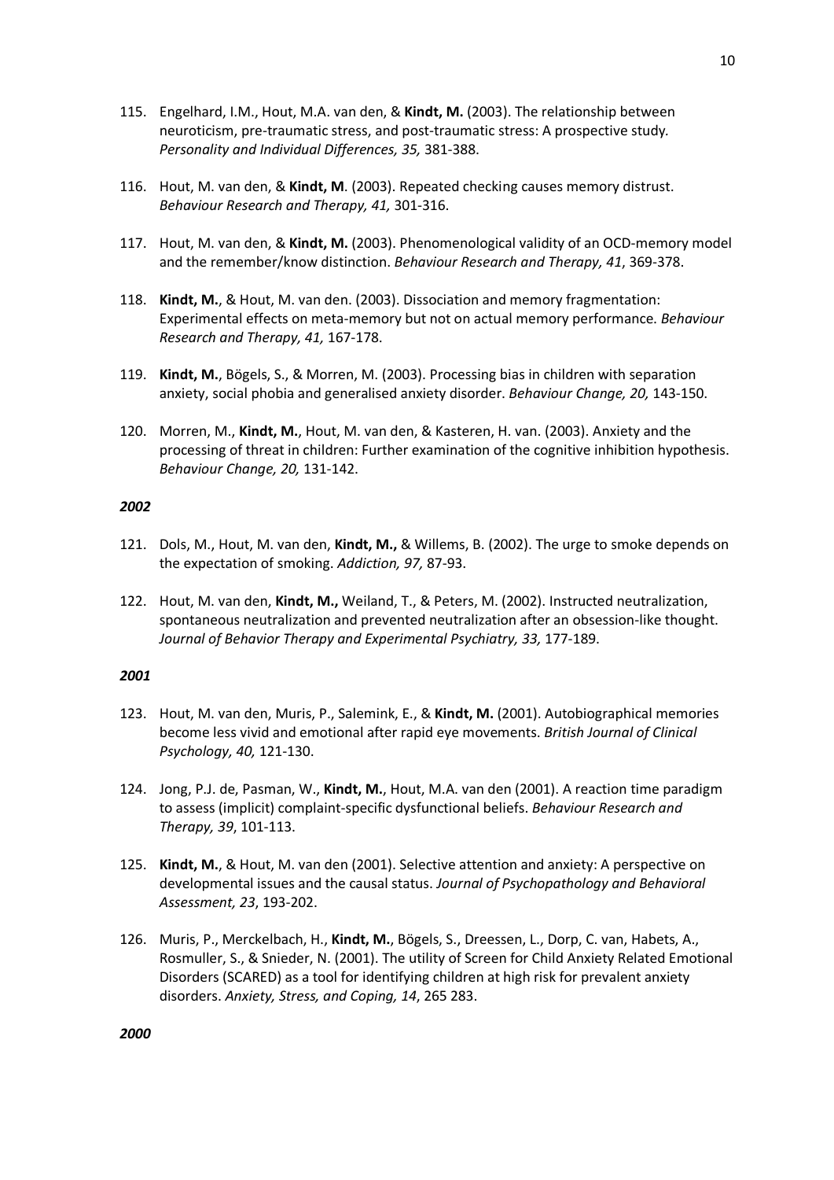115. Engelhard, I.M., Hout, M.A. van den, & **Kindt, M.** (2003). The relationship between neuroticism, pre-traumatic stress, and post-traumatic stress: A prospective study. *Personality and Individual Differences, 35,* 381-388.

116. Hout, M. van den, & **Kindt, M**. (2003). Repeated checking causes memory distrust. *Behaviour Research and Therapy, 41,* 301-316.

117. Hout, M. van den, & **Kindt, M.** (2003). Phenomenological validity of an OCD-memory model and the remember/know distinction. *Behaviour Research and Therapy, 41*, 369-378.

118. **Kindt, M.**, & Hout, M. van den. (2003). Dissociation and memory fragmentation: Experimental effects on meta-memory but not on actual memory performance. *Behaviour Research and Therapy, 41,* 167-178.

119. **Kindt, M.**, Bögels, S., & Morren, M. (2003). Processing bias in children with separation anxiety, social phobia and generalised anxiety disorder. *Behaviour Change, 20,* 143-150.

120. Morren, M., **Kindt, M.**, Hout, M. van den, & Kasteren, H. van. (2003). Anxiety and the processing of threat in children: Further examination of the cognitive inhibition hypothesis. *Behaviour Change, 20,* 131-142.

***2002***

121. Dols, M., Hout, M. van den, **Kindt, M.,** & Willems, B. (2002). The urge to smoke depends on the expectation of smoking. *Addiction, 97,* 87-93.

122. Hout, M. van den, **Kindt, M.,** Weiland, T., & Peters, M. (2002). Instructed neutralization, spontaneous neutralization and prevented neutralization after an obsession-like thought. *Journal of Behavior Therapy and Experimental Psychiatry, 33,* 177-189.

***2001***

123. Hout, M. van den, Muris, P., Salemink, E., & **Kindt, M.** (2001). Autobiographical memories become less vivid and emotional after rapid eye movements. *British Journal of Clinical Psychology, 40,* 121-130.

124. Jong, P.J. de, Pasman, W., **Kindt, M.**, Hout, M.A. van den (2001). A reaction time paradigm to assess (implicit) complaint-specific dysfunctional beliefs. *Behaviour Research and Therapy, 39*, 101-113.

125. **Kindt, M.**, & Hout, M. van den (2001). Selective attention and anxiety: A perspective on developmental issues and the causal status. *Journal of Psychopathology and Behavioral Assessment, 23*, 193-202.

126. Muris, P., Merckelbach, H., **Kindt, M.**, Bögels, S., Dreessen, L., Dorp, C. van, Habets, A., Rosmuller, S., & Snieder, N. (2001). The utility of Screen for Child Anxiety Related Emotional Disorders (SCARED) as a tool for identifying children at high risk for prevalent anxiety disorders. *Anxiety, Stress, and Coping, 14*, 265 283.

***2000***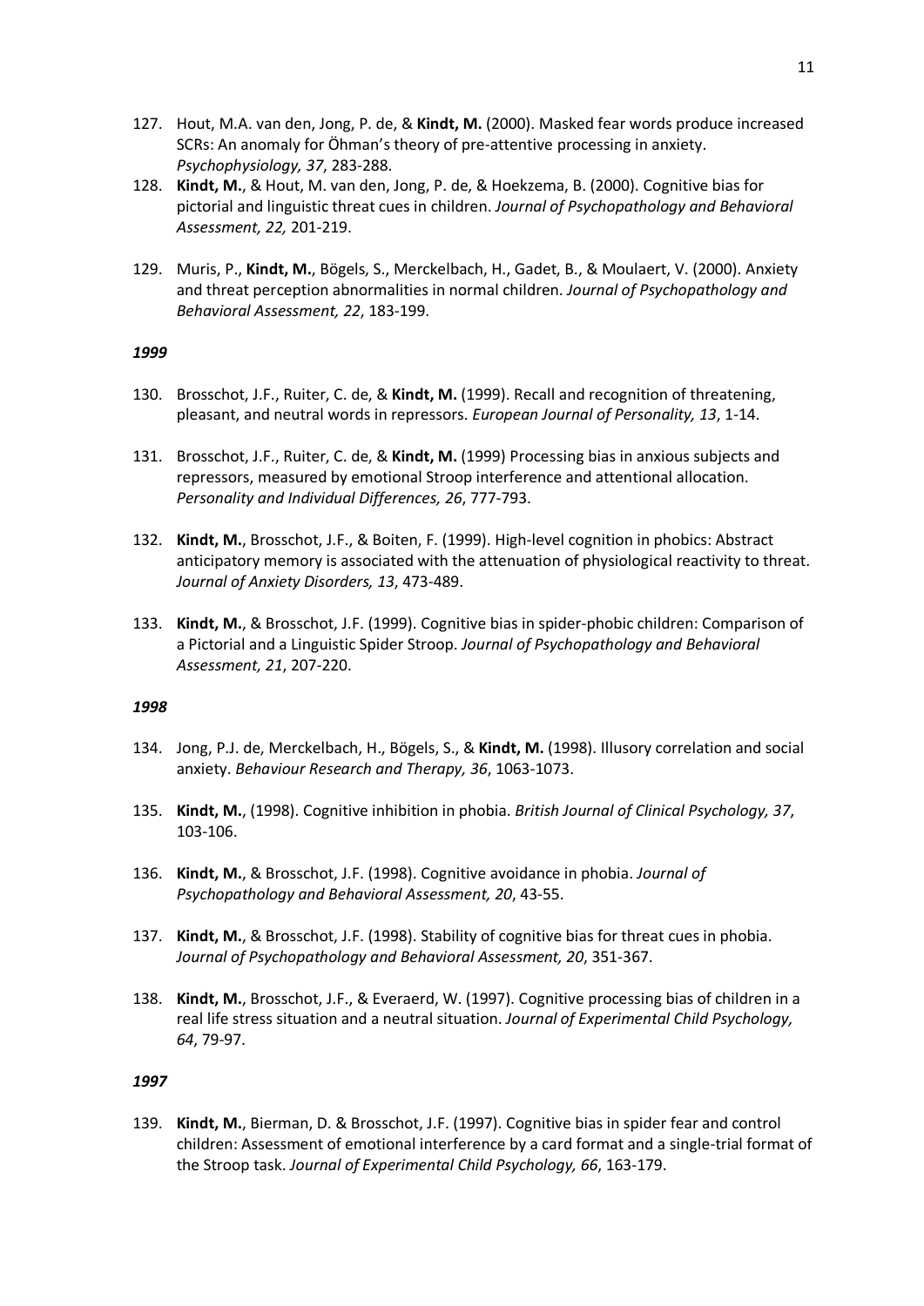127. Hout, M.A. van den, Jong, P. de, & **Kindt, M.** (2000). Masked fear words produce increased SCRs: An anomaly for Öhman's theory of pre-attentive processing in anxiety. *Psychophysiology, 37*, 283-288.
128. **Kindt, M.**, & Hout, M. van den, Jong, P. de, & Hoekzema, B. (2000). Cognitive bias for pictorial and linguistic threat cues in children. *Journal of Psychopathology and Behavioral Assessment, 22,* 201-219.
129. Muris, P., **Kindt, M.**, Bögels, S., Merckelbach, H., Gadet, B., & Moulaert, V. (2000). Anxiety and threat perception abnormalities in normal children. *Journal of Psychopathology and Behavioral Assessment, 22*, 183-199.

***1999***

130. Brosschot, J.F., Ruiter, C. de, & **Kindt, M.** (1999). Recall and recognition of threatening, pleasant, and neutral words in repressors. *European Journal of Personality, 13*, 1-14.
131. Brosschot, J.F., Ruiter, C. de, & **Kindt, M.** (1999) Processing bias in anxious subjects and repressors, measured by emotional Stroop interference and attentional allocation. *Personality and Individual Differences, 26*, 777-793.
132. **Kindt, M.**, Brosschot, J.F., & Boiten, F. (1999). High-level cognition in phobics: Abstract anticipatory memory is associated with the attenuation of physiological reactivity to threat. *Journal of Anxiety Disorders, 13*, 473-489.
133. **Kindt, M.**, & Brosschot, J.F. (1999). Cognitive bias in spider-phobic children: Comparison of a Pictorial and a Linguistic Spider Stroop. *Journal of Psychopathology and Behavioral Assessment, 21*, 207-220.

***1998***

134. Jong, P.J. de, Merckelbach, H., Bögels, S., & **Kindt, M.** (1998). Illusory correlation and social anxiety. *Behaviour Research and Therapy, 36*, 1063-1073.
135. **Kindt, M.**, (1998). Cognitive inhibition in phobia. *British Journal of Clinical Psychology, 37*, 103-106.
136. **Kindt, M.**, & Brosschot, J.F. (1998). Cognitive avoidance in phobia. *Journal of Psychopathology and Behavioral Assessment, 20*, 43-55.
137. **Kindt, M.**, & Brosschot, J.F. (1998). Stability of cognitive bias for threat cues in phobia. *Journal of Psychopathology and Behavioral Assessment, 20*, 351-367.
138. **Kindt, M.**, Brosschot, J.F., & Everaerd, W. (1997). Cognitive processing bias of children in a real life stress situation and a neutral situation. *Journal of Experimental Child Psychology, 64*, 79-97.

***1997***

139. **Kindt, M.**, Bierman, D. & Brosschot, J.F. (1997). Cognitive bias in spider fear and control children: Assessment of emotional interference by a card format and a single-trial format of the Stroop task. *Journal of Experimental Child Psychology, 66*, 163-179.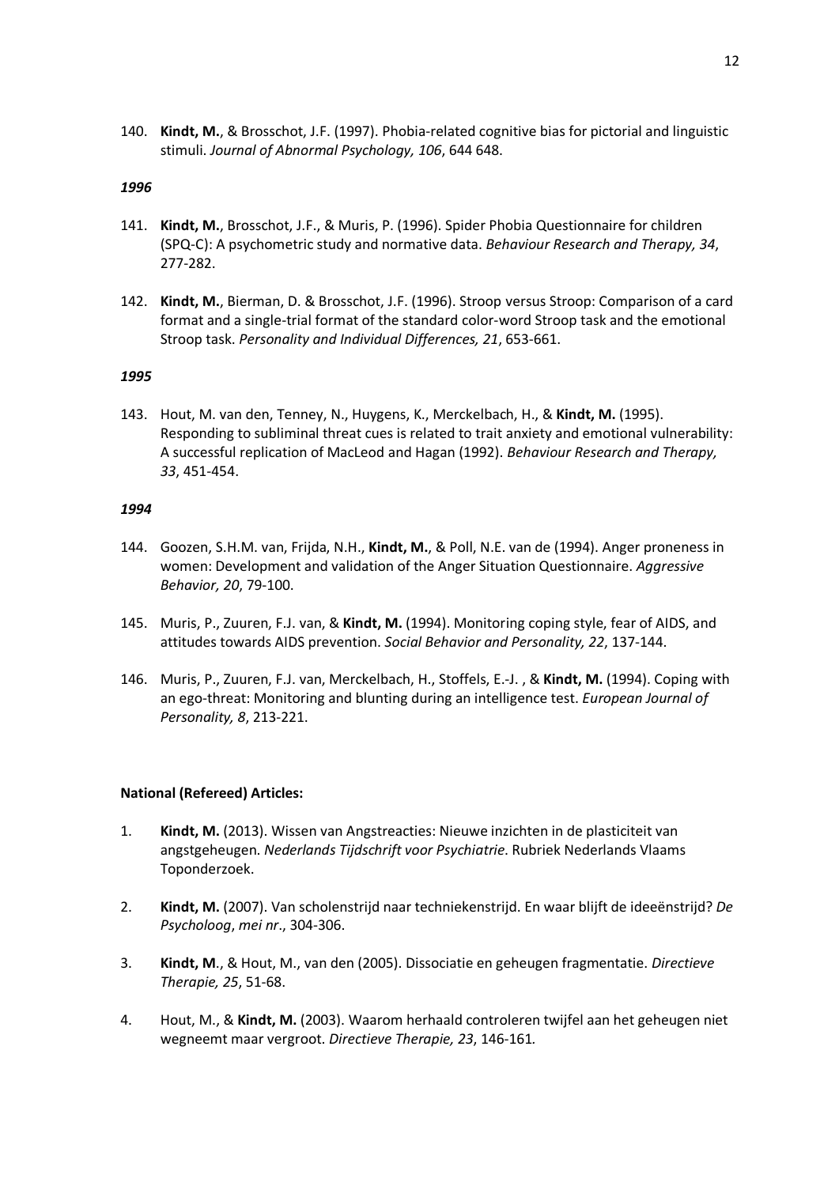140. **Kindt, M.**, & Brosschot, J.F. (1997). Phobia-related cognitive bias for pictorial and linguistic stimuli. *Journal of Abnormal Psychology, 106*, 644 648.

***1996***

141. **Kindt, M.**, Brosschot, J.F., & Muris, P. (1996). Spider Phobia Questionnaire for children (SPQ-C): A psychometric study and normative data. *Behaviour Research and Therapy, 34*, 277-282.

142. **Kindt, M.**, Bierman, D. & Brosschot, J.F. (1996). Stroop versus Stroop: Comparison of a card format and a single-trial format of the standard color-word Stroop task and the emotional Stroop task. *Personality and Individual Differences, 21*, 653-661.

***1995***

143. Hout, M. van den, Tenney, N., Huygens, K., Merckelbach, H., & **Kindt, M.** (1995). Responding to subliminal threat cues is related to trait anxiety and emotional vulnerability: A successful replication of MacLeod and Hagan (1992). *Behaviour Research and Therapy, 33*, 451-454.

***1994***

144. Goozen, S.H.M. van, Frijda, N.H., **Kindt, M.**, & Poll, N.E. van de (1994). Anger proneness in women: Development and validation of the Anger Situation Questionnaire. *Aggressive Behavior, 20*, 79-100.

145. Muris, P., Zuuren, F.J. van, & **Kindt, M.** (1994). Monitoring coping style, fear of AIDS, and attitudes towards AIDS prevention. *Social Behavior and Personality, 22*, 137-144.

146. Muris, P., Zuuren, F.J. van, Merckelbach, H., Stoffels, E.-J. , & **Kindt, M.** (1994). Coping with an ego-threat: Monitoring and blunting during an intelligence test. *European Journal of Personality, 8*, 213-221.

**National (Refereed) Articles:**

1. **Kindt, M.** (2013). Wissen van Angstreacties: Nieuwe inzichten in de plasticiteit van angstgeheugen. *Nederlands Tijdschrift voor Psychiatrie*. Rubriek Nederlands Vlaams Toponderzoek.

2. **Kindt, M.** (2007). Van scholenstrijd naar techniekenstrijd. En waar blijft de ideeënstrijd? *De Psycholoog*, *mei nr*., 304-306.

3. **Kindt, M**., & Hout, M., van den (2005). Dissociatie en geheugen fragmentatie. *Directieve Therapie, 25*, 51-68.

4. Hout, M., & **Kindt, M.** (2003). Waarom herhaald controleren twijfel aan het geheugen niet wegneemt maar vergroot. *Directieve Therapie, 23*, 146-161.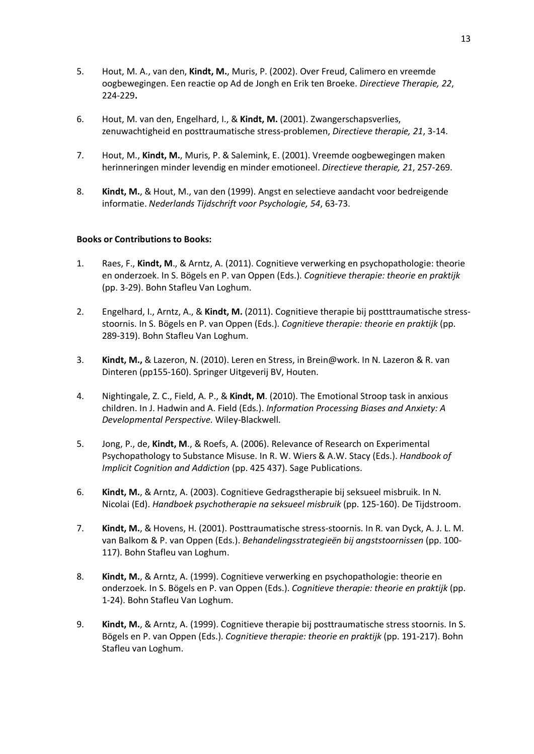5. Hout, M. A., van den, **Kindt, M.**, Muris, P. (2002). Over Freud, Calimero en vreemde oogbewegingen. Een reactie op Ad de Jongh en Erik ten Broeke. *Directieve Therapie, 22*, 224-229**.**

6. Hout, M. van den, Engelhard, I., & **Kindt, M.** (2001). Zwangerschapsverlies, zenuwachtigheid en posttraumatische stress-problemen, *Directieve therapie, 21*, 3-14.

7. Hout, M., **Kindt, M.**, Muris, P. & Salemink, E. (2001). Vreemde oogbewegingen maken herinneringen minder levendig en minder emotioneel. *Directieve therapie, 21*, 257-269.

8. **Kindt, M.**, & Hout, M., van den (1999). Angst en selectieve aandacht voor bedreigende informatie. *Nederlands Tijdschrift voor Psychologie, 54*, 63-73.

**Books or Contributions to Books:**

1. Raes, F., **Kindt, M**., & Arntz, A. (2011). Cognitieve verwerking en psychopathologie: theorie en onderzoek. In S. Bögels en P. van Oppen (Eds.). *Cognitieve therapie: theorie en praktijk* (pp. 3-29). Bohn Stafleu Van Loghum.

2. Engelhard, I., Arntz, A., & **Kindt, M.** (2011). Cognitieve therapie bij postttraumatische stress-stoornis. In S. Bögels en P. van Oppen (Eds.). *Cognitieve therapie: theorie en praktijk* (pp. 289-319). Bohn Stafleu Van Loghum.

3. **Kindt, M.,** & Lazeron, N. (2010). Leren en Stress, in Brein@work. In N. Lazeron & R. van Dinteren (pp155-160). Springer Uitgeverij BV, Houten.

4. Nightingale, Z. C., Field, A. P., & **Kindt, M**. (2010). The Emotional Stroop task in anxious children. In J. Hadwin and A. Field (Eds.). *Information Processing Biases and Anxiety: A Developmental Perspective.* Wiley-Blackwell.

5. Jong, P., de, **Kindt, M**., & Roefs, A. (2006). Relevance of Research on Experimental Psychopathology to Substance Misuse. In R. W. Wiers & A.W. Stacy (Eds.). *Handbook of Implicit Cognition and Addiction* (pp. 425 437). Sage Publications.

6. **Kindt, M.**, & Arntz, A. (2003). Cognitieve Gedragstherapie bij seksueel misbruik. In N. Nicolai (Ed). *Handboek psychotherapie na seksueel misbruik* (pp. 125-160). De Tijdstroom.

7. **Kindt, M.**, & Hovens, H. (2001). Posttraumatische stress-stoornis. In R. van Dyck, A. J. L. M. van Balkom & P. van Oppen (Eds.). *Behandelingsstrategieën bij angststoornissen* (pp. 100-117). Bohn Stafleu van Loghum.

8. **Kindt, M.**, & Arntz, A. (1999). Cognitieve verwerking en psychopathologie: theorie en onderzoek. In S. Bögels en P. van Oppen (Eds.). *Cognitieve therapie: theorie en praktijk* (pp. 1-24). Bohn Stafleu Van Loghum.

9. **Kindt, M.**, & Arntz, A. (1999). Cognitieve therapie bij posttraumatische stress stoornis. In S. Bögels en P. van Oppen (Eds.). *Cognitieve therapie: theorie en praktijk* (pp. 191-217). Bohn Stafleu van Loghum.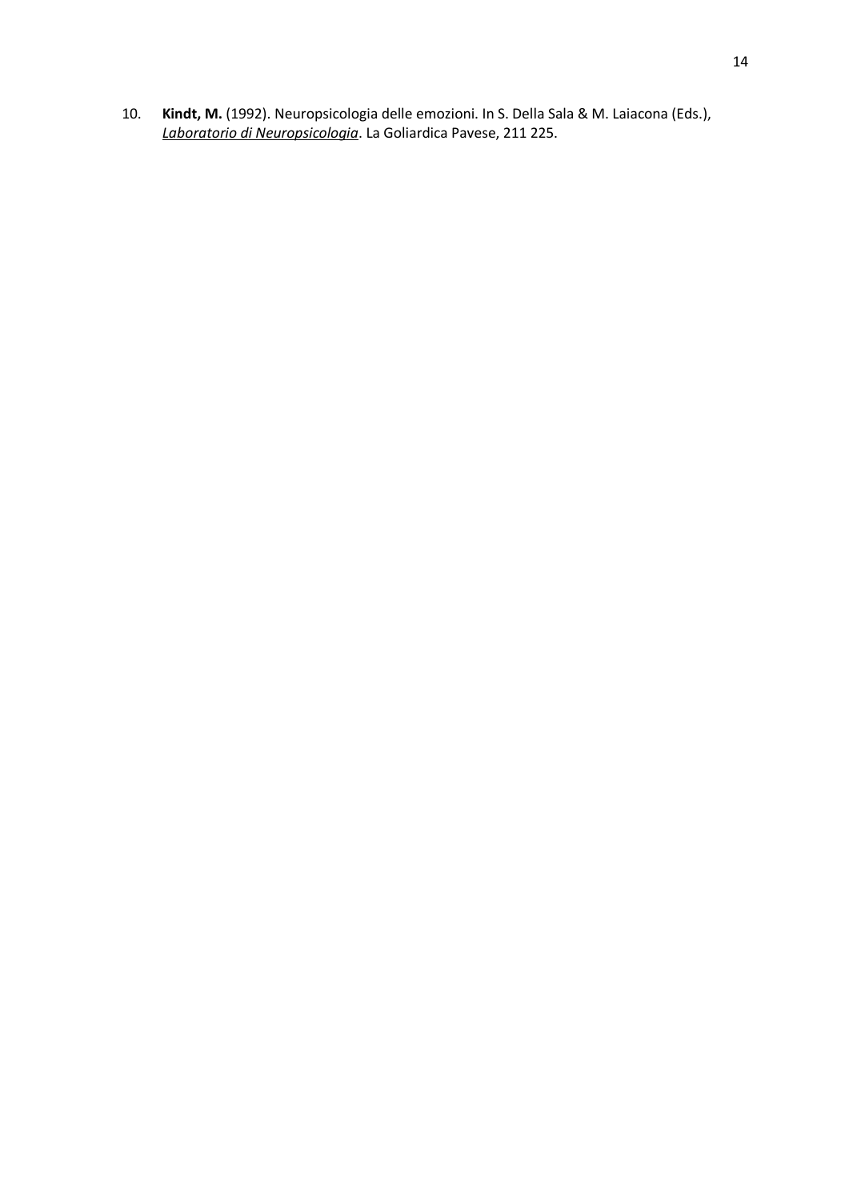10. **Kindt, M.** (1992). Neuropsicologia delle emozioni. In S. Della Sala & M. Laiacona (Eds.), *Laboratorio di Neuropsicologia*. La Goliardica Pavese, 211 225.